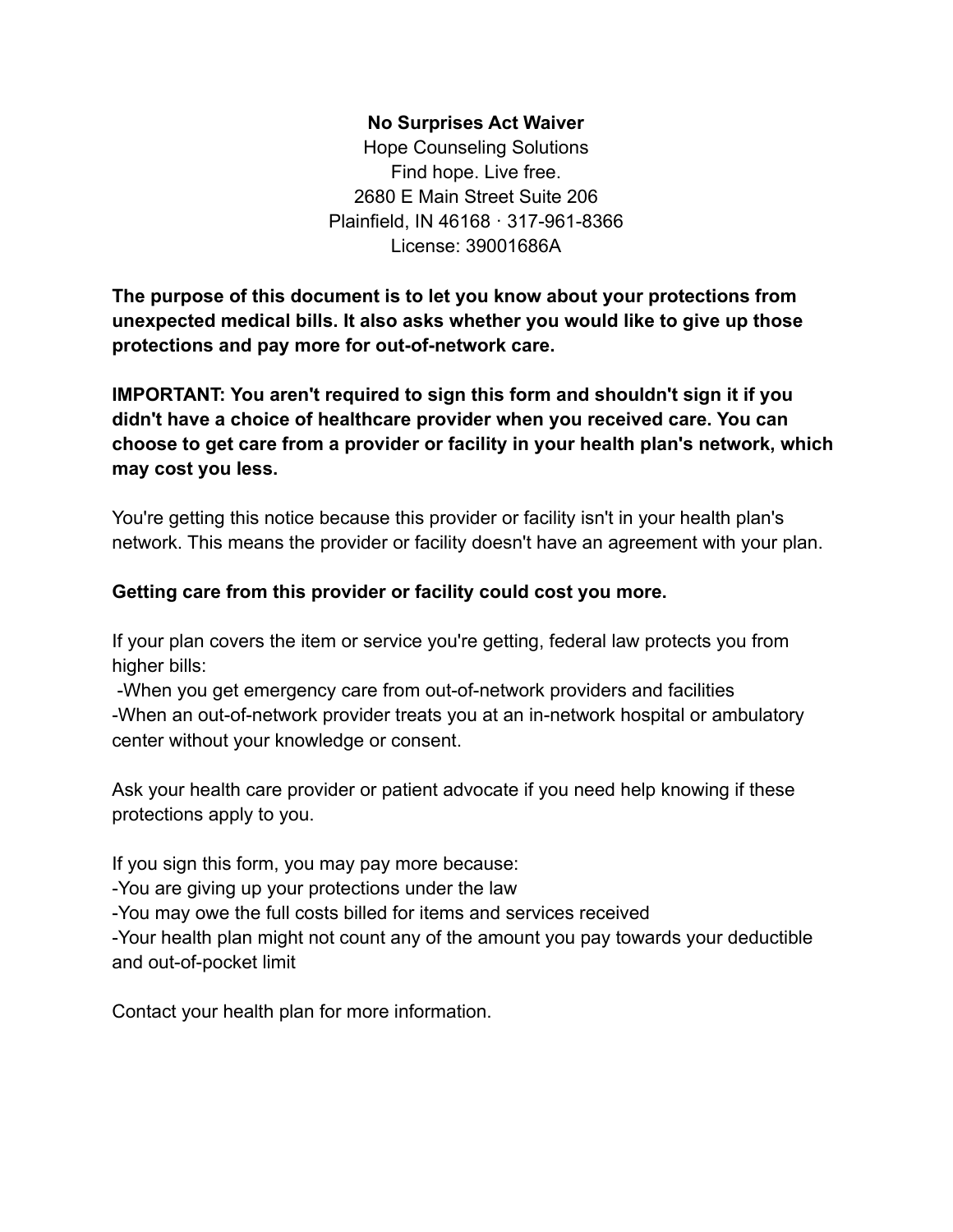# No Surprises Act Waiver

Hope Counseling Solutions
Find hope. Live free.
2680 E Main Street Suite 206
Plainfield, IN 46168 · 317-961-8366
License: 39001686A

**The purpose of this document is to let you know about your protections from unexpected medical bills. It also asks whether you would like to give up those protections and pay more for out-of-network care.**

**IMPORTANT: You aren't required to sign this form and shouldn't sign it if you didn't have a choice of healthcare provider when you received care. You can choose to get care from a provider or facility in your health plan's network, which may cost you less.**

You're getting this notice because this provider or facility isn't in your health plan's network. This means the provider or facility doesn't have an agreement with your plan.

**Getting care from this provider or facility could cost you more.**

If your plan covers the item or service you're getting, federal law protects you from higher bills:

- When you get emergency care from out-of-network providers and facilities
- When an out-of-network provider treats you at an in-network hospital or ambulatory center without your knowledge or consent.

Ask your health care provider or patient advocate if you need help knowing if these protections apply to you.

If you sign this form, you may pay more because:

- You are giving up your protections under the law
- You may owe the full costs billed for items and services received
- Your health plan might not count any of the amount you pay towards your deductible and out-of-pocket limit

Contact your health plan for more information.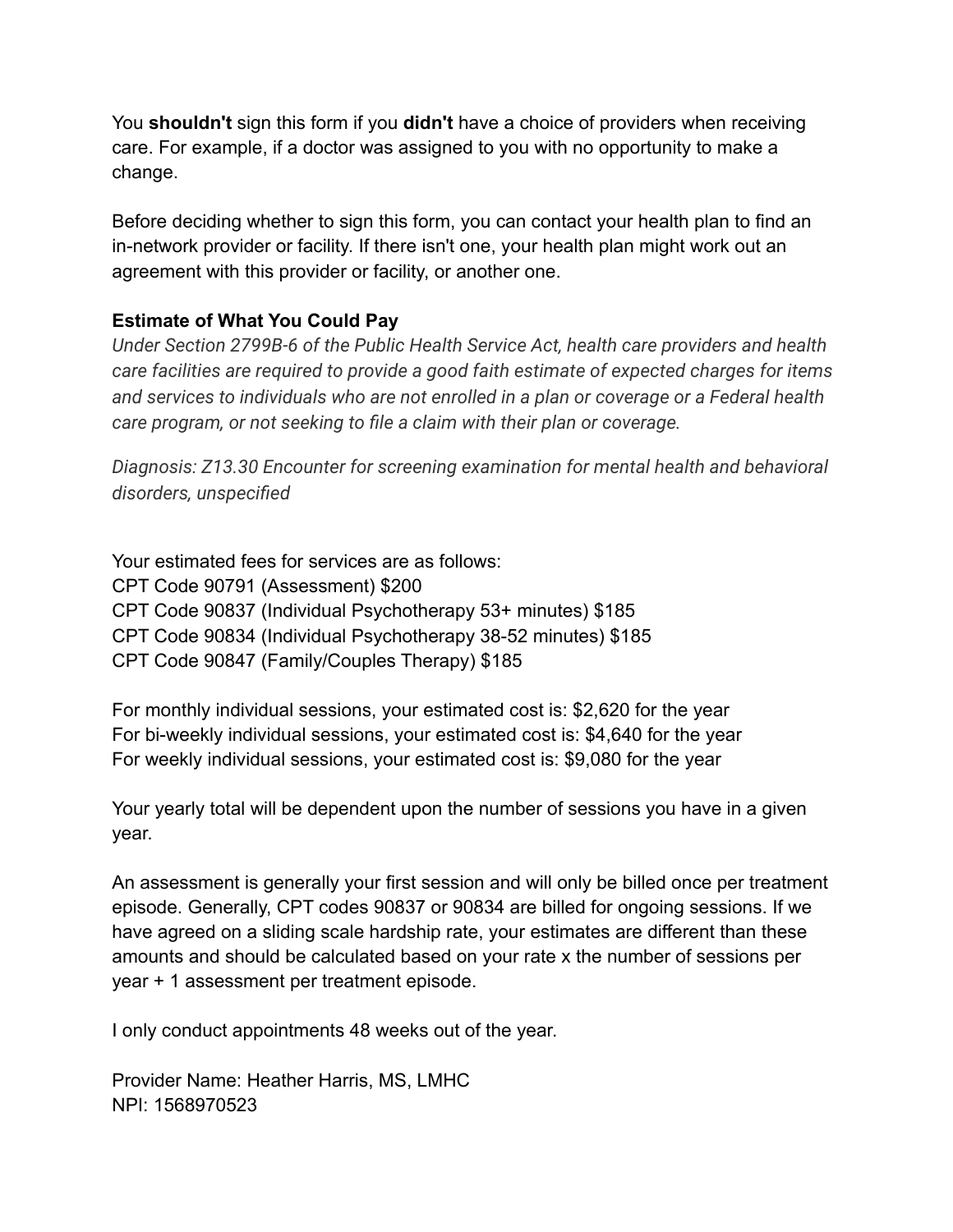You **shouldn't** sign this form if you **didn't** have a choice of providers when receiving care. For example, if a doctor was assigned to you with no opportunity to make a change.

Before deciding whether to sign this form, you can contact your health plan to find an in-network provider or facility. If there isn't one, your health plan might work out an agreement with this provider or facility, or another one.

**Estimate of What You Could Pay**

*Under Section 2799B-6 of the Public Health Service Act, health care providers and health care facilities are required to provide a good faith estimate of expected charges for items and services to individuals who are not enrolled in a plan or coverage or a Federal health care program, or not seeking to file a claim with their plan or coverage.*

*Diagnosis: Z13.30 Encounter for screening examination for mental health and behavioral disorders, unspecified*

Your estimated fees for services are as follows:
CPT Code 90791 (Assessment) $200
CPT Code 90837 (Individual Psychotherapy 53+ minutes) $185
CPT Code 90834 (Individual Psychotherapy 38-52 minutes) $185
CPT Code 90847 (Family/Couples Therapy) $185

For monthly individual sessions, your estimated cost is: $2,620 for the year
For bi-weekly individual sessions, your estimated cost is: $4,640 for the year
For weekly individual sessions, your estimated cost is: $9,080 for the year

Your yearly total will be dependent upon the number of sessions you have in a given year.

An assessment is generally your first session and will only be billed once per treatment episode. Generally, CPT codes 90837 or 90834 are billed for ongoing sessions. If we have agreed on a sliding scale hardship rate, your estimates are different than these amounts and should be calculated based on your rate x the number of sessions per year + 1 assessment per treatment episode.

I only conduct appointments 48 weeks out of the year.

Provider Name: Heather Harris, MS, LMHC
NPI: 1568970523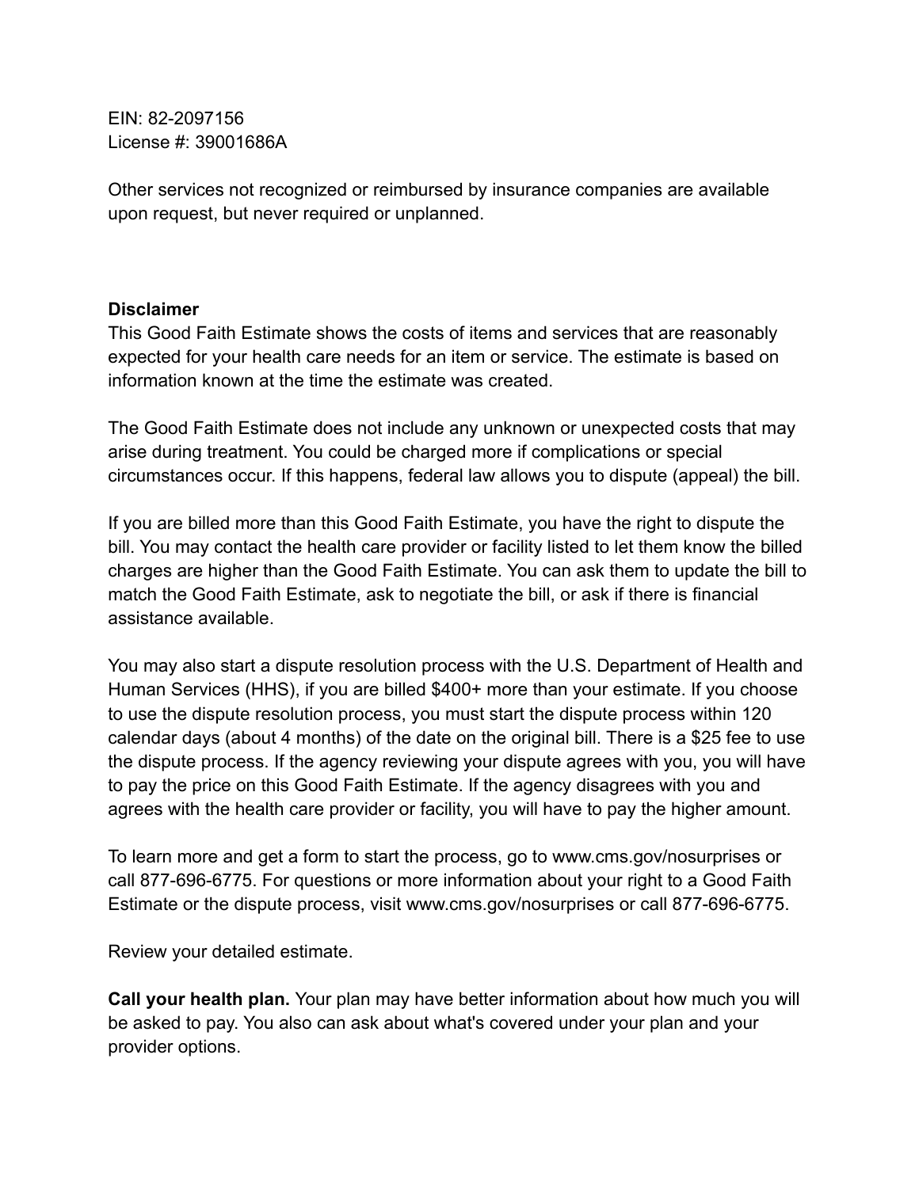EIN: 82-2097156
License #: 39001686A

Other services not recognized or reimbursed by insurance companies are available upon request, but never required or unplanned.

**Disclaimer**

This Good Faith Estimate shows the costs of items and services that are reasonably expected for your health care needs for an item or service. The estimate is based on information known at the time the estimate was created.

The Good Faith Estimate does not include any unknown or unexpected costs that may arise during treatment. You could be charged more if complications or special circumstances occur. If this happens, federal law allows you to dispute (appeal) the bill.

If you are billed more than this Good Faith Estimate, you have the right to dispute the bill. You may contact the health care provider or facility listed to let them know the billed charges are higher than the Good Faith Estimate. You can ask them to update the bill to match the Good Faith Estimate, ask to negotiate the bill, or ask if there is financial assistance available.

You may also start a dispute resolution process with the U.S. Department of Health and Human Services (HHS), if you are billed $400+ more than your estimate. If you choose to use the dispute resolution process, you must start the dispute process within 120 calendar days (about 4 months) of the date on the original bill. There is a $25 fee to use the dispute process. If the agency reviewing your dispute agrees with you, you will have to pay the price on this Good Faith Estimate. If the agency disagrees with you and agrees with the health care provider or facility, you will have to pay the higher amount.

To learn more and get a form to start the process, go to www.cms.gov/nosurprises or call 877-696-6775. For questions or more information about your right to a Good Faith Estimate or the dispute process, visit www.cms.gov/nosurprises or call 877-696-6775.

Review your detailed estimate.

**Call your health plan.** Your plan may have better information about how much you will be asked to pay. You also can ask about what's covered under your plan and your provider options.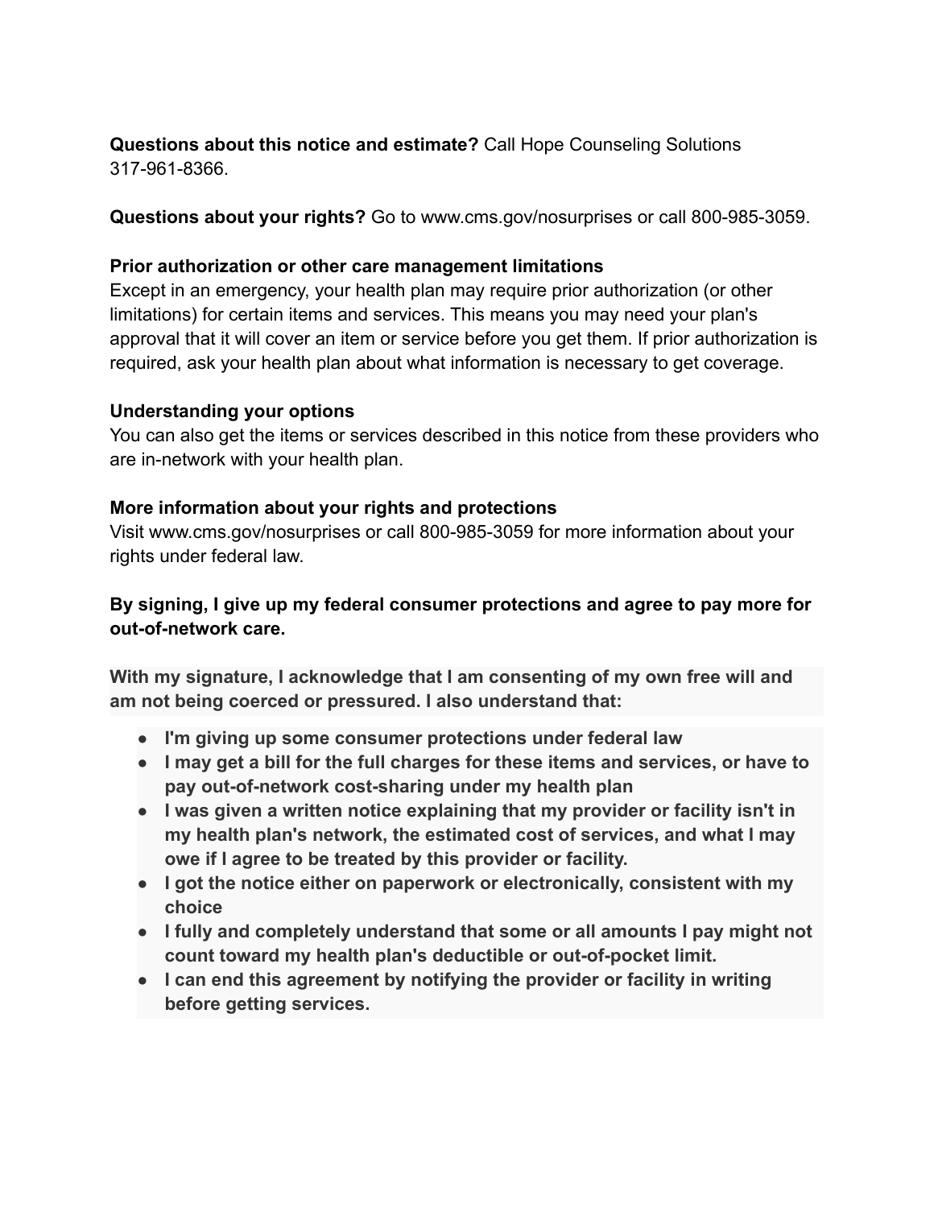**Questions about this notice and estimate?** Call Hope Counseling Solutions 317-961-8366.

**Questions about your rights?** Go to www.cms.gov/nosurprises or call 800-985-3059.

**Prior authorization or other care management limitations**
Except in an emergency, your health plan may require prior authorization (or other limitations) for certain items and services. This means you may need your plan's approval that it will cover an item or service before you get them. If prior authorization is required, ask your health plan about what information is necessary to get coverage.

**Understanding your options**
You can also get the items or services described in this notice from these providers who are in-network with your health plan.

**More information about your rights and protections**
Visit www.cms.gov/nosurprises or call 800-985-3059 for more information about your rights under federal law.

**By signing, I give up my federal consumer protections and agree to pay more for out-of-network care.**

**With my signature, I acknowledge that I am consenting of my own free will and am not being coerced or pressured. I also understand that:**

- **I'm giving up some consumer protections under federal law**
- **I may get a bill for the full charges for these items and services, or have to pay out-of-network cost-sharing under my health plan**
- **I was given a written notice explaining that my provider or facility isn't in my health plan's network, the estimated cost of services, and what I may owe if I agree to be treated by this provider or facility.**
- **I got the notice either on paperwork or electronically, consistent with my choice**
- **I fully and completely understand that some or all amounts I pay might not count toward my health plan's deductible or out-of-pocket limit.**
- **I can end this agreement by notifying the provider or facility in writing before getting services.**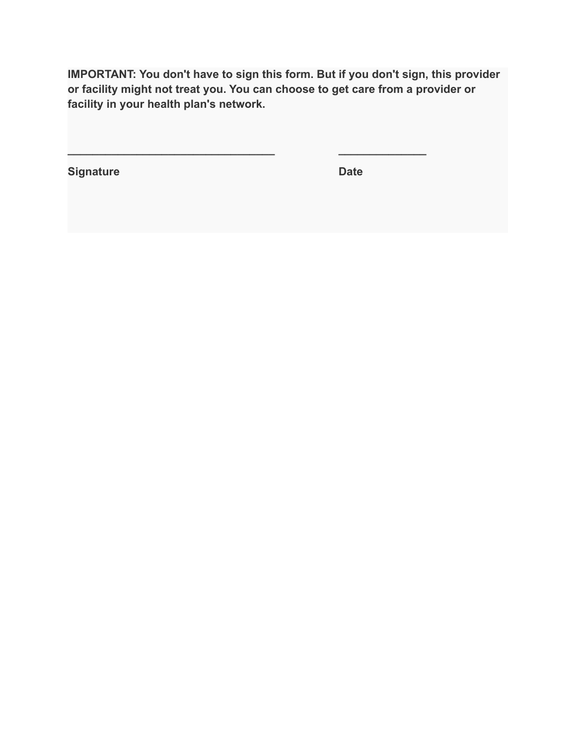**IMPORTANT: You don't have to sign this form. But if you don't sign, this provider or facility might not treat you. You can choose to get care from a provider or facility in your health plan's network.**

**______________________________** **______________**

**Signature** **Date**